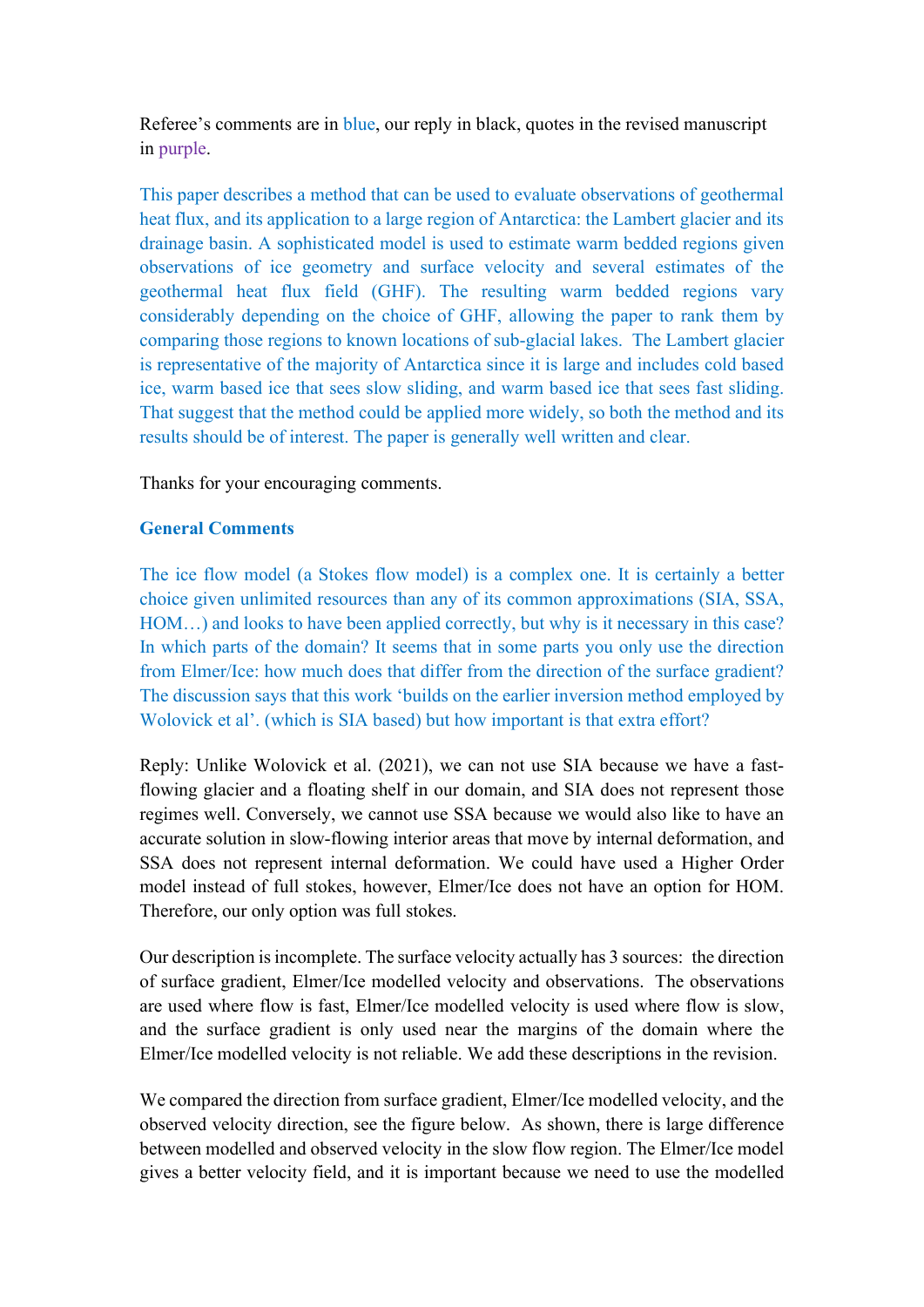Referee's comments are in blue, our reply in black, quotes in the revised manuscript in purple.

This paper describes a method that can be used to evaluate observations of geothermal heat flux, and its application to a large region of Antarctica: the Lambert glacier and its drainage basin. A sophisticated model is used to estimate warm bedded regions given observations of ice geometry and surface velocity and several estimates of the geothermal heat flux field (GHF). The resulting warm bedded regions vary considerably depending on the choice of GHF, allowing the paper to rank them by comparing those regions to known locations of sub-glacial lakes. The Lambert glacier is representative of the majority of Antarctica since it is large and includes cold based ice, warm based ice that sees slow sliding, and warm based ice that sees fast sliding. That suggest that the method could be applied more widely, so both the method and its results should be of interest. The paper is generally well written and clear.

Thanks for your encouraging comments.

**General Comments**

The ice flow model (a Stokes flow model) is a complex one. It is certainly a better choice given unlimited resources than any of its common approximations (SIA, SSA, HOM…) and looks to have been applied correctly, but why is it necessary in this case? In which parts of the domain? It seems that in some parts you only use the direction from Elmer/Ice: how much does that differ from the direction of the surface gradient? The discussion says that this work 'builds on the earlier inversion method employed by Wolovick et al'. (which is SIA based) but how important is that extra effort?

Reply: Unlike Wolovick et al. (2021), we can not use SIA because we have a fast-flowing glacier and a floating shelf in our domain, and SIA does not represent those regimes well. Conversely, we cannot use SSA because we would also like to have an accurate solution in slow-flowing interior areas that move by internal deformation, and SSA does not represent internal deformation. We could have used a Higher Order model instead of full stokes, however, Elmer/Ice does not have an option for HOM. Therefore, our only option was full stokes.

Our description is incomplete. The surface velocity actually has 3 sources: the direction of surface gradient, Elmer/Ice modelled velocity and observations. The observations are used where flow is fast, Elmer/Ice modelled velocity is used where flow is slow, and the surface gradient is only used near the margins of the domain where the Elmer/Ice modelled velocity is not reliable. We add these descriptions in the revision.

We compared the direction from surface gradient, Elmer/Ice modelled velocity, and the observed velocity direction, see the figure below. As shown, there is large difference between modelled and observed velocity in the slow flow region. The Elmer/Ice model gives a better velocity field, and it is important because we need to use the modelled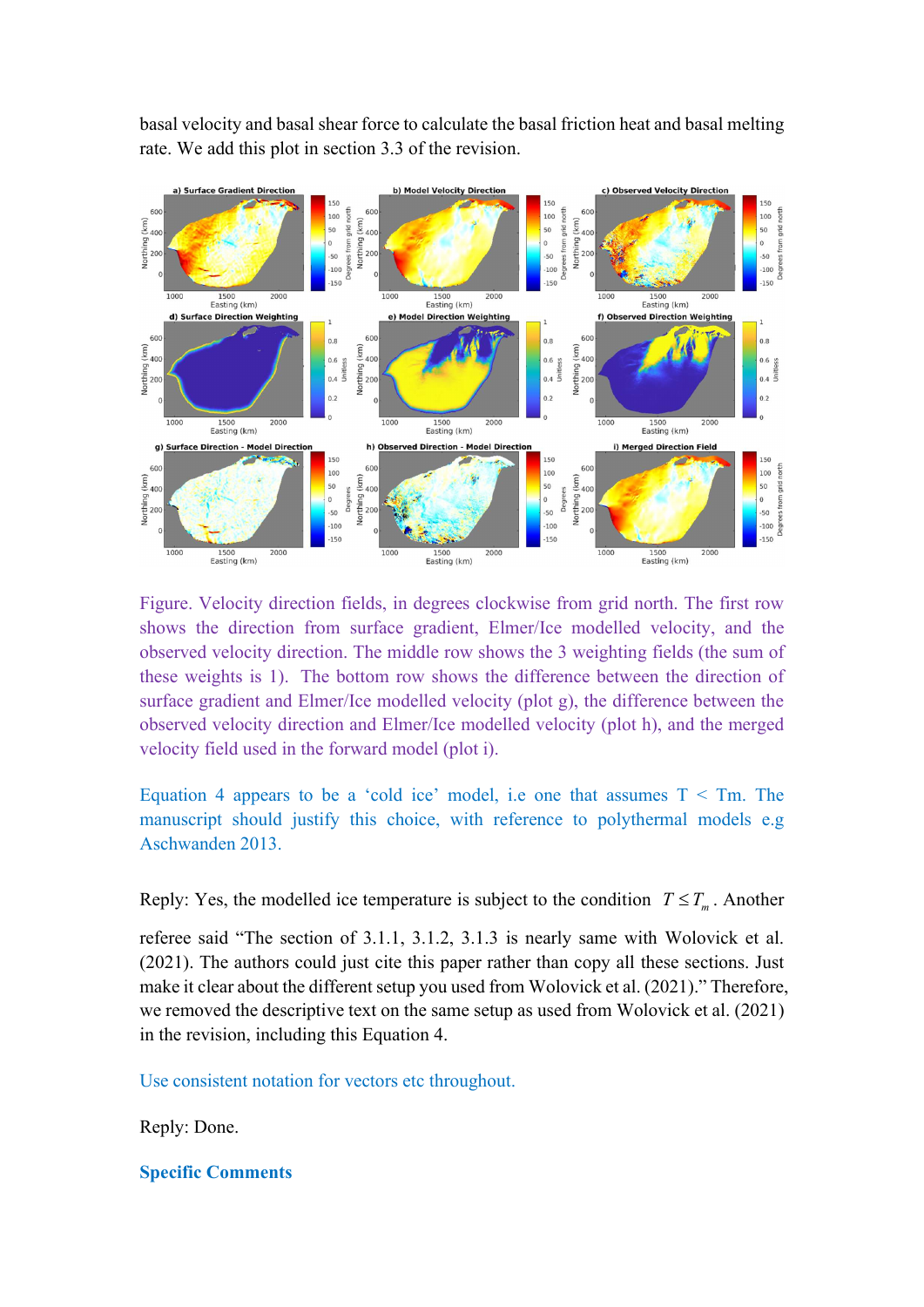basal velocity and basal shear force to calculate the basal friction heat and basal melting rate. We add this plot in section 3.3 of the revision.

Figure. Velocity direction fields, in degrees clockwise from grid north. The first row shows the direction from surface gradient, Elmer/Ice modelled velocity, and the observed velocity direction. The middle row shows the 3 weighting fields (the sum of these weights is 1). The bottom row shows the difference between the direction of surface gradient and Elmer/Ice modelled velocity (plot g), the difference between the observed velocity direction and Elmer/Ice modelled velocity (plot h), and the merged velocity field used in the forward model (plot i).

Equation 4 appears to be a 'cold ice' model, i.e one that assumes T < Tm. The manuscript should justify this choice, with reference to polythermal models e.g Aschwanden 2013.

Reply: Yes, the modelled ice temperature is subject to the condition $T \leq T_m$. Another referee said "The section of 3.1.1, 3.1.2, 3.1.3 is nearly same with Wolovick et al. (2021). The authors could just cite this paper rather than copy all these sections. Just make it clear about the different setup you used from Wolovick et al. (2021)." Therefore, we removed the descriptive text on the same setup as used from Wolovick et al. (2021) in the revision, including this Equation 4.

Use consistent notation for vectors etc throughout.

Reply: Done.

## Specific Comments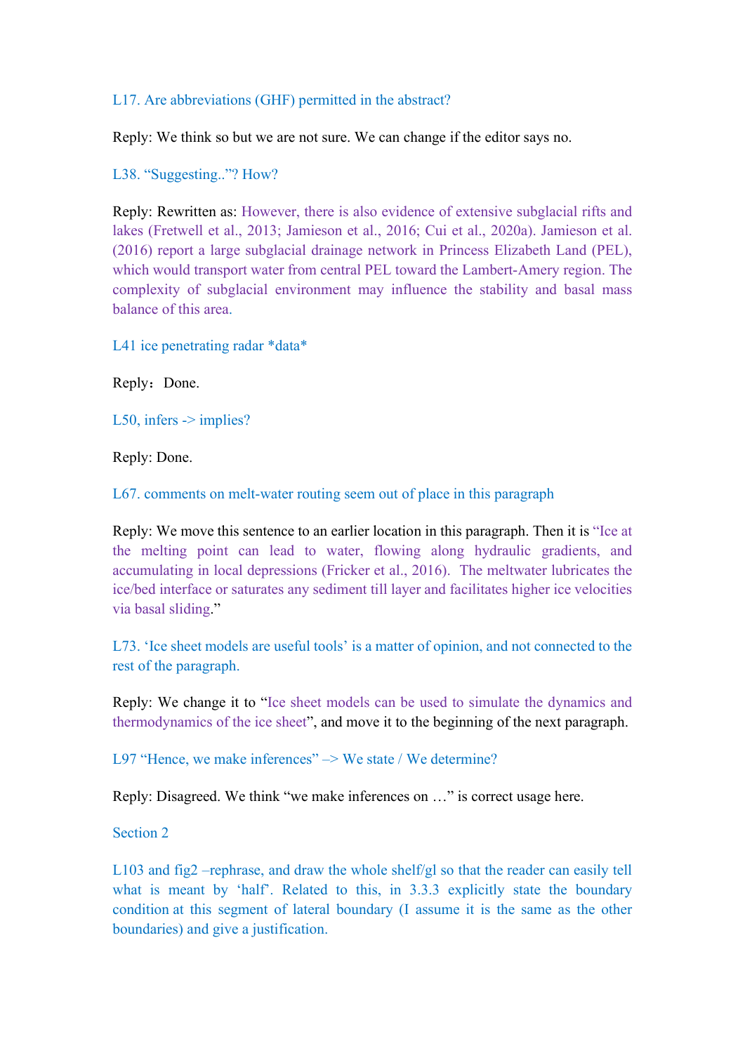L17. Are abbreviations (GHF) permitted in the abstract?

Reply: We think so but we are not sure. We can change if the editor says no.

L38. "Suggesting.."? How?

Reply: Rewritten as: However, there is also evidence of extensive subglacial rifts and lakes (Fretwell et al., 2013; Jamieson et al., 2016; Cui et al., 2020a). Jamieson et al. (2016) report a large subglacial drainage network in Princess Elizabeth Land (PEL), which would transport water from central PEL toward the Lambert-Amery region. The complexity of subglacial environment may influence the stability and basal mass balance of this area.

L41 ice penetrating radar *data*

Reply：Done.

L50, infers -> implies?

Reply: Done.

L67. comments on melt-water routing seem out of place in this paragraph

Reply: We move this sentence to an earlier location in this paragraph. Then it is "Ice at the melting point can lead to water, flowing along hydraulic gradients, and accumulating in local depressions (Fricker et al., 2016). The meltwater lubricates the ice/bed interface or saturates any sediment till layer and facilitates higher ice velocities via basal sliding."

L73. 'Ice sheet models are useful tools' is a matter of opinion, and not connected to the rest of the paragraph.

Reply: We change it to "Ice sheet models can be used to simulate the dynamics and thermodynamics of the ice sheet", and move it to the beginning of the next paragraph.

L97 "Hence, we make inferences" –> We state / We determine?

Reply: Disagreed. We think "we make inferences on …" is correct usage here.

Section 2

L103 and fig2 –rephrase, and draw the whole shelf/gl so that the reader can easily tell what is meant by 'half'. Related to this, in 3.3.3 explicitly state the boundary condition at this segment of lateral boundary (I assume it is the same as the other boundaries) and give a justification.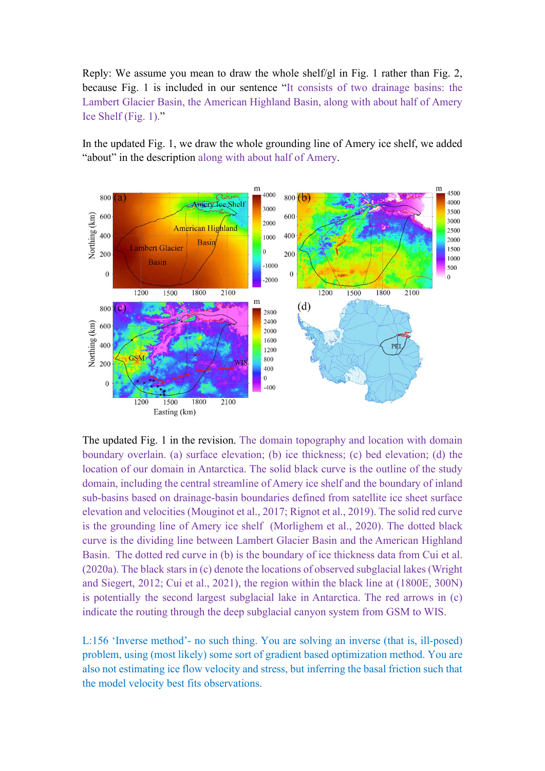Reply: We assume you mean to draw the whole shelf/gl in Fig. 1 rather than Fig. 2, because Fig. 1 is included in our sentence "It consists of two drainage basins: the Lambert Glacier Basin, the American Highland Basin, along with about half of Amery Ice Shelf (Fig. 1)."

In the updated Fig. 1, we draw the whole grounding line of Amery ice shelf, we added "about" in the description along with about half of Amery.

The updated Fig. 1 in the revision. The domain topography and location with domain boundary overlain. (a) surface elevation; (b) ice thickness; (c) bed elevation; (d) the location of our domain in Antarctica. The solid black curve is the outline of the study domain, including the central streamline of Amery ice shelf and the boundary of inland sub-basins based on drainage-basin boundaries defined from satellite ice sheet surface elevation and velocities (Mouginot et al., 2017; Rignot et al., 2019). The solid red curve is the grounding line of Amery ice shelf (Morlighem et al., 2020). The dotted black curve is the dividing line between Lambert Glacier Basin and the American Highland Basin. The dotted red curve in (b) is the boundary of ice thickness data from Cui et al. (2020a). The black stars in (c) denote the locations of observed subglacial lakes (Wright and Siegert, 2012; Cui et al., 2021), the region within the black line at (1800E, 300N) is potentially the second largest subglacial lake in Antarctica. The red arrows in (c) indicate the routing through the deep subglacial canyon system from GSM to WIS.

L:156 'Inverse method'- no such thing. You are solving an inverse (that is, ill-posed) problem, using (most likely) some sort of gradient based optimization method. You are also not estimating ice flow velocity and stress, but inferring the basal friction such that the model velocity best fits observations.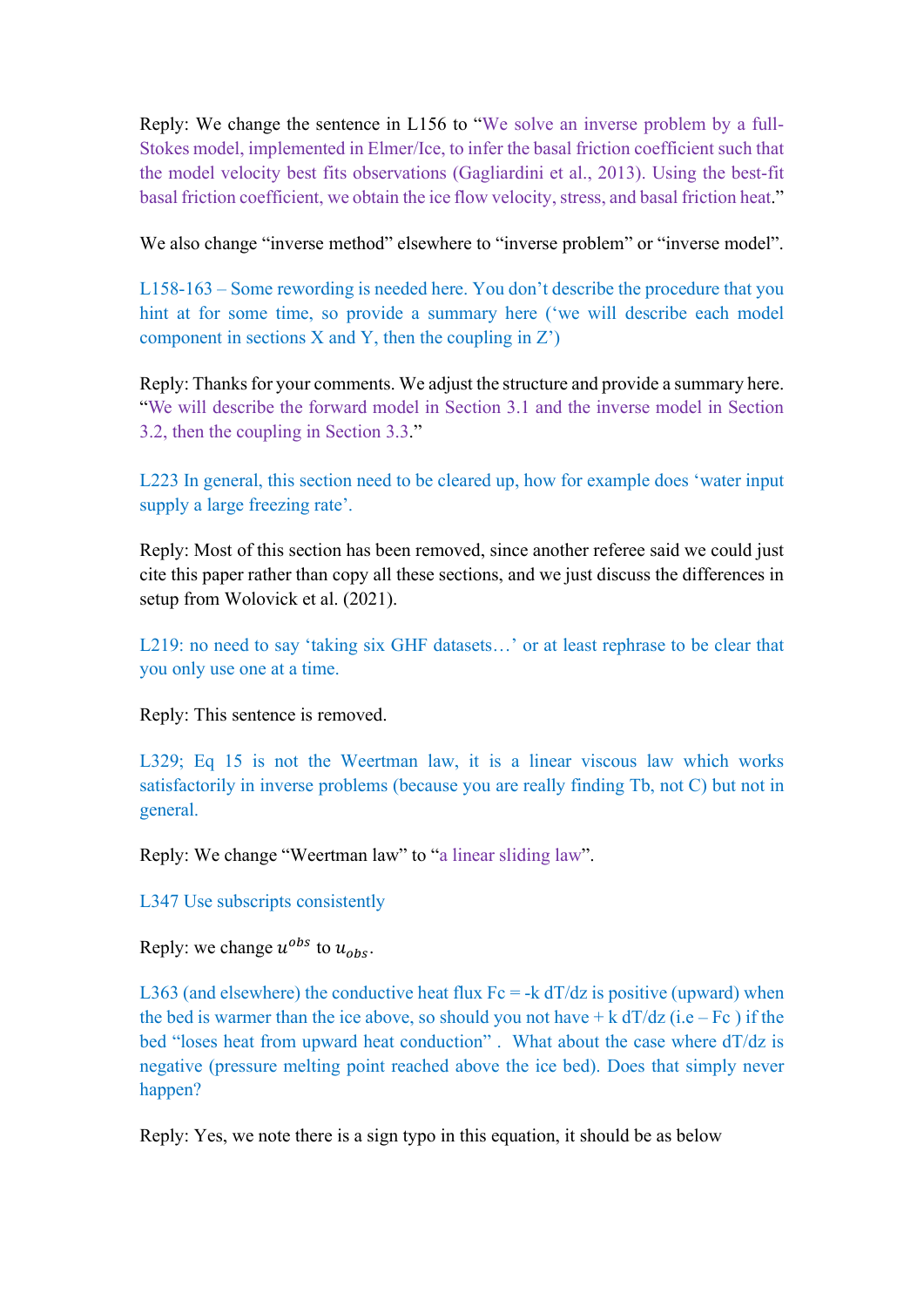Reply: We change the sentence in L156 to "We solve an inverse problem by a full-Stokes model, implemented in Elmer/Ice, to infer the basal friction coefficient such that the model velocity best fits observations (Gagliardini et al., 2013). Using the best-fit basal friction coefficient, we obtain the ice flow velocity, stress, and basal friction heat."

We also change "inverse method" elsewhere to "inverse problem" or "inverse model".

L158-163 – Some rewording is needed here. You don't describe the procedure that you hint at for some time, so provide a summary here ('we will describe each model component in sections X and Y, then the coupling in Z')

Reply: Thanks for your comments. We adjust the structure and provide a summary here. "We will describe the forward model in Section 3.1 and the inverse model in Section 3.2, then the coupling in Section 3.3."

L223 In general, this section need to be cleared up, how for example does 'water input supply a large freezing rate'.

Reply: Most of this section has been removed, since another referee said we could just cite this paper rather than copy all these sections, and we just discuss the differences in setup from Wolovick et al. (2021).

L219: no need to say 'taking six GHF datasets…' or at least rephrase to be clear that you only use one at a time.

Reply: This sentence is removed.

L329; Eq 15 is not the Weertman law, it is a linear viscous law which works satisfactorily in inverse problems (because you are really finding Tb, not C) but not in general.

Reply: We change "Weertman law" to "a linear sliding law".

L347 Use subscripts consistently

Reply: we change $u^{obs}$ to $u_{obs}$.

L363 (and elsewhere) the conductive heat flux Fc = -k dT/dz is positive (upward) when the bed is warmer than the ice above, so should you not have + k dT/dz (i.e – Fc ) if the bed "loses heat from upward heat conduction" . What about the case where dT/dz is negative (pressure melting point reached above the ice bed). Does that simply never happen?

Reply: Yes, we note there is a sign typo in this equation, it should be as below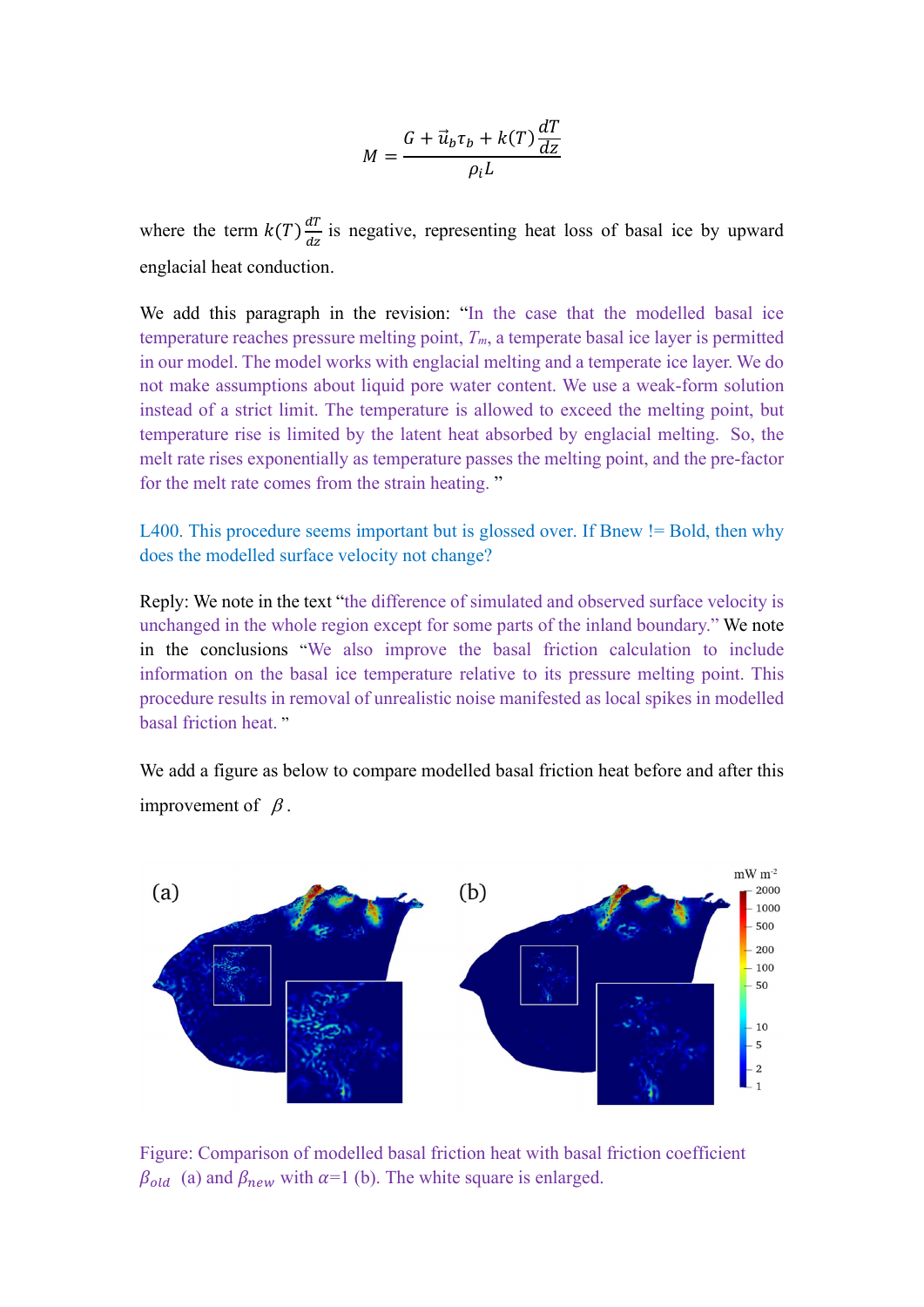$$M = \frac{G + \vec{u}_b \tau_b + k(T)\frac{dT}{dz}}{\rho_i L}$$

where the term $k(T)\frac{dT}{dz}$ is negative, representing heat loss of basal ice by upward englacial heat conduction.

We add this paragraph in the revision: "In the case that the modelled basal ice temperature reaches pressure melting point, $T_m$, a temperate basal ice layer is permitted in our model. The model works with englacial melting and a temperate ice layer. We do not make assumptions about liquid pore water content. We use a weak-form solution instead of a strict limit. The temperature is allowed to exceed the melting point, but temperature rise is limited by the latent heat absorbed by englacial melting. So, the melt rate rises exponentially as temperature passes the melting point, and the pre-factor for the melt rate comes from the strain heating. "

L400. This procedure seems important but is glossed over. If Bnew != Bold, then why does the modelled surface velocity not change?

Reply: We note in the text "the difference of simulated and observed surface velocity is unchanged in the whole region except for some parts of the inland boundary." We note in the conclusions "We also improve the basal friction calculation to include information on the basal ice temperature relative to its pressure melting point. This procedure results in removal of unrealistic noise manifested as local spikes in modelled basal friction heat. "

We add a figure as below to compare modelled basal friction heat before and after this improvement of $\beta$.

Figure: Comparison of modelled basal friction heat with basal friction coefficient $\beta_{old}$ (a) and $\beta_{new}$ with $\alpha$=1 (b). The white square is enlarged.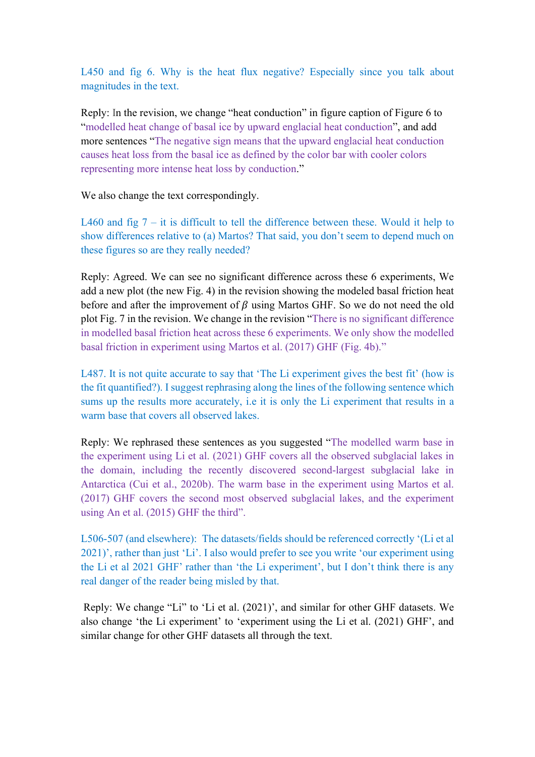L450 and fig 6. Why is the heat flux negative? Especially since you talk about magnitudes in the text.

Reply: In the revision, we change "heat conduction" in figure caption of Figure 6 to "modelled heat change of basal ice by upward englacial heat conduction", and add more sentences "The negative sign means that the upward englacial heat conduction causes heat loss from the basal ice as defined by the color bar with cooler colors representing more intense heat loss by conduction."

We also change the text correspondingly.

L460 and fig 7 – it is difficult to tell the difference between these. Would it help to show differences relative to (a) Martos? That said, you don't seem to depend much on these figures so are they really needed?

Reply: Agreed. We can see no significant difference across these 6 experiments, We add a new plot (the new Fig. 4) in the revision showing the modeled basal friction heat before and after the improvement of $\beta$ using Martos GHF. So we do not need the old plot Fig. 7 in the revision. We change in the revision "There is no significant difference in modelled basal friction heat across these 6 experiments. We only show the modelled basal friction in experiment using Martos et al. (2017) GHF (Fig. 4b)."

L487. It is not quite accurate to say that 'The Li experiment gives the best fit' (how is the fit quantified?). I suggest rephrasing along the lines of the following sentence which sums up the results more accurately, i.e it is only the Li experiment that results in a warm base that covers all observed lakes.

Reply: We rephrased these sentences as you suggested "The modelled warm base in the experiment using Li et al. (2021) GHF covers all the observed subglacial lakes in the domain, including the recently discovered second-largest subglacial lake in Antarctica (Cui et al., 2020b). The warm base in the experiment using Martos et al. (2017) GHF covers the second most observed subglacial lakes, and the experiment using An et al. (2015) GHF the third".

L506-507 (and elsewhere): The datasets/fields should be referenced correctly '(Li et al 2021)', rather than just 'Li'. I also would prefer to see you write 'our experiment using the Li et al 2021 GHF' rather than 'the Li experiment', but I don't think there is any real danger of the reader being misled by that.

Reply: We change "Li" to 'Li et al. (2021)', and similar for other GHF datasets. We also change 'the Li experiment' to 'experiment using the Li et al. (2021) GHF', and similar change for other GHF datasets all through the text.